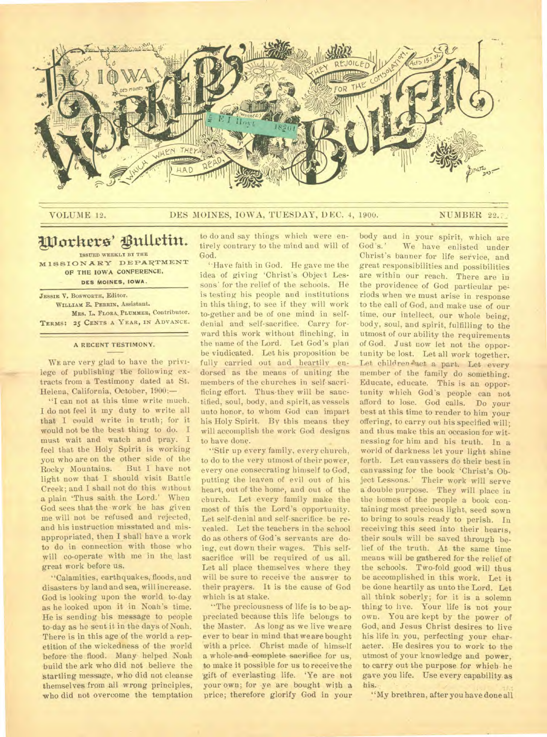# THE IOWA WORKERS' BULLETIN

VOLUME 12. DES MOINES, IOWA, TUESDAY, DEC. 4, 1900. NUMBER 22.

## Workers' Bulletin.

ISSUED WEEKLY BY THE
MISSIONARY DEPARTMENT
OF THE IOWA CONFERENCE,
DES MOINES, IOWA.

JESSIE V. BOSWORTH, Editor.
WILLIAM E. PERRIN, Assistant.
MRS. L. FLORA PLUMMER, Contributor.
TERMS: 25 CENTS A YEAR, IN ADVANCE.

### A RECENT TESTIMONY.

WE are very glad to have the privilege of publishing the following extracts from a Testimony dated at St. Helena, California, October, 1900:—

"I can not at this time write much. I do not feel it my duty to write all that I could write in truth; for it would not be the best thing to do. I must wait and watch and pray. I feel that the Holy Spirit is working you who are on the other side of the Rocky Mountains. But I have not light now that I should visit Battle Creek; and I shall not do this without a plain 'Thus saith the Lord.' When God sees that the work he has given me will not be refused and rejected, and his instruction misstated and misappropriated, then I shall have a work to do in connection with those who will co-operate with me in the last great work before us.

"Calamities, earthquakes, floods, and disasters by land and sea, will increase. God is looking upon the world to-day as he looked upon it in Noah's time. He is sending his message to people to-day as he sent it in the days of Noah. There is in this age of the world a repetition of the wickedness of the world before the flood. Many helped Noah build the ark who did not believe the startling message, who did not cleanse themselves from all wrong principles, who did not overcome the temptation to do and say things which were entirely contrary to the mind and will of God.

"Have faith in God. He gave me the idea of giving 'Christ's Object Lessons' for the relief of the schools. He is testing his people and institutions in this thing, to see if they will work to-gether and be of one mind in self-denial and self-sacrifice. Carry forward this work without flinching, in the name of the Lord. Let God's plan be vindicated. Let his proposition be fully carried out and heartily endorsed as the means of uniting the members of the churches in self-sacrificing effort. Thus they will be sanctified, soul, body, and spirit, as vessels unto honor, to whom God can impart his Holy Spirit. By this means they will accomplish the work God designs to have done.

"Stir up every family, every church, to do to the very utmost of their power, every one consecrating himself to God, putting the leaven of evil out of his heart, out of the home, and out of the church. Let every family make the most of this the Lord's opportunity. Let self-denial and self-sacrifice be revealed. Let the teachers in the school do as others of God's servants are doing, cut down their wages. This self-sacrifice will be required of us all. Let all place themselves where they will be sure to receive the answer to their prayers. It is the cause of God which is at stake.

"The preciousness of life is to be appreciated because this life belongs to the Master. As long as we live we are ever to bear in mind that we are bought with a price. Christ made of himself a whole and complete sacrifice for us, to make it possible for us to receive the gift of everlasting life. 'Ye are not your own; for ye are bought with a price; therefore glorify God in your body and in your spirit, which are God's.' We have enlisted under Christ's banner for life service, and great responsibilities and possibilities are within our reach. There are in the providence of God particular periods when we must arise in response to the call of God, and make use of our time, our intellect, our whole being, body, soul, and spirit, fulfilling to the utmost of our ability the requirements of God. Just now let not the opportunity be lost. Let all work together. Let children act a part. Let every member of the family do something. Educate, educate. This is an opportunity which God's people can not afford to lose. God calls. Do your best at this time to render to him your offering, to carry out his specified will; and thus make this an occasion for witnessing for him and his truth. In a world of darkness let your light shine forth. Let canvassers do their best in canvassing for the book 'Christ's Object Lessons.' Their work will serve a double purpose. They will place in the homes of the people a book containing most precious light, seed sown to bring to souls ready to perish. In receiving this seed into their hearts, their souls will be saved through belief of the truth. At the same time means will be gathered for the relief of the schools. Two-fold good will thus be accomplished in this work. Let it be done heartily as unto the Lord. Let all think soberly; for it is a solemn thing to live. Your life is not your own. You are kept by the power of God, and Jesus Christ desires to live his life in you, perfecting your character. He desires you to work to the utmost of your knowledge and power, to carry out the purpose for which he gave you life. Use every capability as his.

"My brethren, after you have done all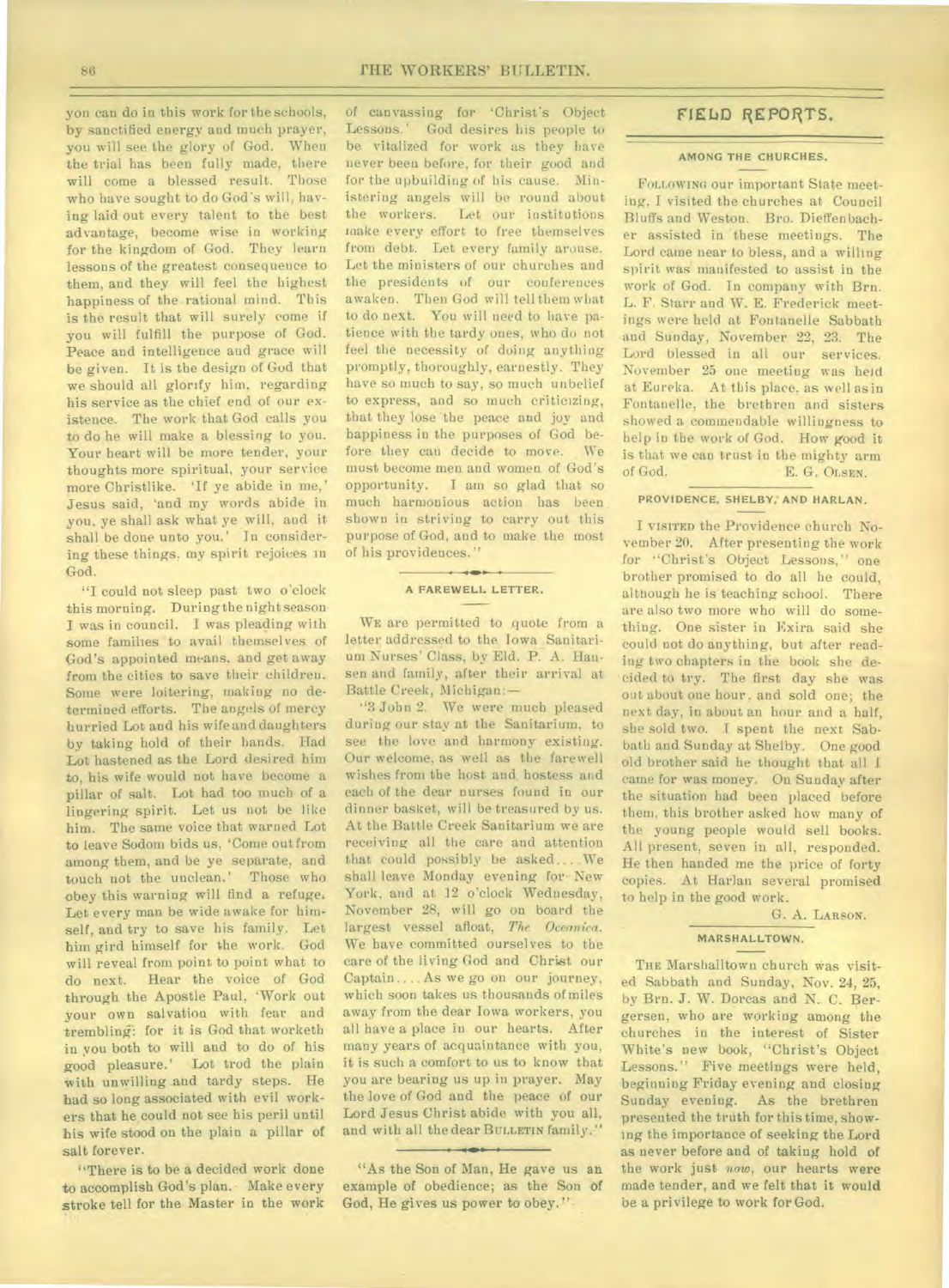you can do in this work for the schools, by sanctified energy and much prayer, you will see the glory of God. When the trial has been fully made, there will come a blessed result. Those who have sought to do God's will, having laid out every talent to the best advantage, become wise in working for the kingdom of God. They learn lessons of the greatest consequence to them, and they will feel the highest happiness of the rational mind. This is the result that will surely come if you will fulfill the purpose of God. Peace and intelligence and grace will be given. It is the design of God that we should all glorify him, regarding his service as the chief end of our existence. The work that God calls you to do he will make a blessing to you. Your heart will be more tender, your thoughts more spiritual, your service more Christlike. 'If ye abide in me,' Jesus said, 'and my words abide in you, ye shall ask what ye will, and it shall be done unto you.' In considering these things, my spirit rejoices in God.

"I could not sleep past two o'clock this morning. During the night season I was in council. I was pleading with some families to avail themselves of God's appointed means, and get away from the cities to save their children. Some were loitering, making no determined efforts. The angels of mercy hurried Lot and his wife and daughters by taking hold of their hands. Had Lot hastened as the Lord desired him to, his wife would not have become a pillar of salt. Lot had too much of a lingering spirit. Let us not be like him. The same voice that warned Lot to leave Sodom bids us, 'Come out from among them, and be ye separate, and touch not the unclean.' Those who obey this warning will find a refuge. Let every man be wide awake for himself, and try to save his family. Let him gird himself for the work. God will reveal from point to point what to do next. Hear the voice of God through the Apostle Paul, 'Work out your own salvation with fear and trembling: for it is God that worketh in you both to will and to do of his good pleasure.' Lot trod the plain with unwilling and tardy steps. He had so long associated with evil workers that he could not see his peril until his wife stood on the plain a pillar of salt forever.

"There is to be a decided work done to accomplish God's plan. Make every stroke tell for the Master in the work of canvassing for 'Christ's Object Lessons.' God desires his people to be vitalized for work as they have never been before, for their good and for the upbuilding of his cause. Ministering angels will be round about the workers. Let our institutions make every effort to free themselves from debt. Let every family arouse. Let the ministers of our churches and the presidents of our conferences awaken. Then God will tell them what to do next. You will need to have patience with the tardy ones, who do not feel the necessity of doing anything promptly, thoroughly, earnestly. They have so much to say, so much unbelief to express, and so much criticizing, that they lose the peace and joy and happiness in the purposes of God before they can decide to move. We must become men and women of God's opportunity. I am so glad that so much harmonious action has been shown in striving to carry out this purpose of God, and to make the most of his providences."

### A FAREWELL LETTER.

We are permitted to quote from a letter addressed to the Iowa Sanitarium Nurses' Class, by Eld. P. A. Hansen and family, after their arrival at Battle Creek, Michigan:—

"3 John 2. We were much pleased during our stay at the Sanitarium, to see the love and harmony existing. Our welcome, as well as the farewell wishes from the host and hostess and each of the dear nurses found in our dinner basket, will be treasured by us. At the Battle Creek Sanitarium we are receiving all the care and attention that could possibly be asked.... We shall leave Monday evening for New York, and at 12 o'clock Wednesday, November 28, will go on board the largest vessel afloat, *The Oceanica*. We have committed ourselves to the care of the living God and Christ our Captain.... As we go on our journey, which soon takes us thousands of miles away from the dear Iowa workers, you all have a place in our hearts. After many years of acquaintance with you, it is such a comfort to us to know that you are bearing us up in prayer. May the love of God and the peace of our Lord Jesus Christ abide with you all, and with all the dear BULLETIN family."

"As the Son of Man, He gave us an example of obedience; as the Son of God, He gives us power to obey."

## FIELD REPORTS.

### AMONG THE CHURCHES.

Following our important State meeting, I visited the churches at Council Bluffs and Weston. Bro. Dieffenbacher assisted in these meetings. The Lord came near to bless, and a willing spirit was manifested to assist in the work of God. In company with Brn. L. F. Starr and W. E. Frederick meetings were held at Fontanelle Sabbath and Sunday, November 22, 23. The Lord blessed in all our services. November 25 one meeting was held at Eureka. At this place, as well as in Fontanelle, the brethren and sisters showed a commendable willingness to help in the work of God. How good it is that we can trust in the mighty arm of God.

E. G. OLSEN.

### PROVIDENCE, SHELBY, AND HARLAN.

I visited the Providence church November 20. After presenting the work for "Christ's Object Lessons," one brother promised to do all he could, although he is teaching school. There are also two more who will do something. One sister in Exira said she could not do anything, but after reading two chapters in the book she decided to try. The first day she was out about one hour, and sold one; the next day, in about an hour and a half, she sold two. I spent the next Sabbath and Sunday at Shelby. One good old brother said he thought that all I came for was money. On Sunday after the situation had been placed before them, this brother asked how many of the young people would sell books. All present, seven in all, responded. He then handed me the price of forty copies. At Harlan several promised to help in the good work.

G. A. LARSON.

### MARSHALLTOWN.

The Marshalltown church was visited Sabbath and Sunday, Nov. 24, 25, by Brn. J. W. Dorcas and N. C. Bergersen, who are working among the churches in the interest of Sister White's new book, "Christ's Object Lessons." Five meetings were held, beginning Friday evening and closing Sunday evening. As the brethren presented the truth for this time, showing the importance of seeking the Lord as never before and of taking hold of the work just *now*, our hearts were made tender, and we felt that it would be a privilege to work for God.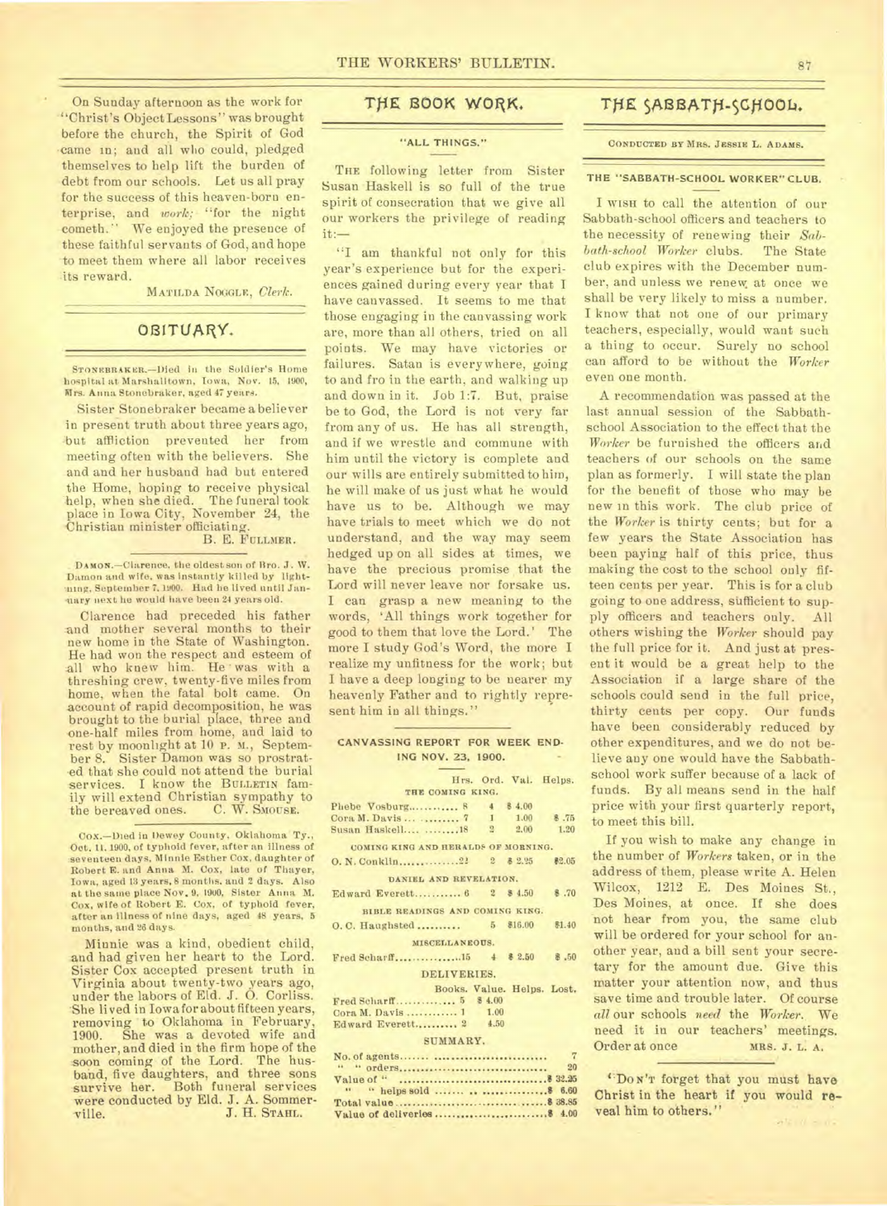On Sunday afternoon as the work for "Christ's Object Lessons" was brought before the church, the Spirit of God came in; and all who could, pledged themselves to help lift the burden of debt from our schools. Let us all pray for the success of this heaven-born enterprise, and *work;* "for the night cometh." We enjoyed the presence of these faithful servants of God, and hope to meet them where all labor receives its reward.

MATILDA NOGGLE, *Clerk.*

## OBITUARY.

STONEBRAKER.—Died in the Soldier's Home hospital at Marshalltown, Iowa, Nov. 15, 1900, Mrs. Anna Stonebraker, aged 47 years.

Sister Stonebraker became a believer in present truth about three years ago, but affliction prevented her from meeting often with the believers. She and and her husband had but entered the Home, hoping to receive physical help, when she died. The funeral took place in Iowa City, November 24, the Christian minister officiating.

B. E. FULLMER.

DAMON.—Clarence, the oldest son of Bro. J. W. Damon and wife, was instantly killed by lightning, September 7, 1900. Had he lived until January next he would have been 24 years old.

Clarence had preceded his father and mother several months to their new home in the State of Washington. He had won the respect and esteem of all who knew him. He was with a threshing crew, twenty-five miles from home, when the fatal bolt came. On account of rapid decomposition, he was brought to the burial place, three and one-half miles from home, and laid to rest by moonlight at 10 P. M., September 8. Sister Damon was so prostrated that she could not attend the burial services. I know the BULLETIN family will extend Christian sympathy to the bereaved ones. C. W. SMOUSE.

COX.—Died in Dewey County, Oklahoma Ty., Oct. 11, 1900, of typhoid fever, after an illness of seventeen days, Minnie Esther Cox, daughter of Robert E. and Anna M. Cox, late of Thayer, Iowa, aged 13 years, 8 months, and 2 days. Also at the same place Nov. 9, 1900, Sister Anna M. Cox, wife of Robert E. Cox, of typhoid fever, after an illness of nine days, aged 48 years, 5 months, and 26 days.

Minnie was a kind, obedient child, and had given her heart to the Lord. Sister Cox accepted present truth in Virginia about twenty-two years ago, under the labors of Eld. J. O. Corliss. She lived in Iowa for about fifteen years, removing to Oklahoma in February, 1900. She was a devoted wife and mother, and died in the firm hope of the soon coming of the Lord. The husband, five daughters, and three sons survive her. Both funeral services were conducted by Eld. J. A. Sommerville.

J. H. STAHL.

## THE BOOK WORK.

### "ALL THINGS."

THE following letter from Sister Susan Haskell is so full of the true spirit of consecration that we give all our workers the privilege of reading it:—

"I am thankful not only for this year's experience but for the experiences gained during every year that I have canvassed. It seems to me that those engaging in the canvassing work are, more than all others, tried on all points. We may have victories or failures. Satan is everywhere, going to and fro in the earth, and walking up and down in it. Job 1:7. But, praise be to God, the Lord is not very far from any of us. He has all strength, and if we wrestle and commune with him until the victory is complete and our wills are entirely submitted to him, he will make of us just what he would have us to be. Although we may have trials to meet which we do not understand, and the way may seem hedged up on all sides at times, we have the precious promise that the Lord will never leave nor forsake us. I can grasp a new meaning to the words, 'All things work together for good to them that love the Lord.' The more I study God's Word, the more I realize my unfitness for the work; but I have a deep longing to be nearer my heavenly Father and to rightly represent him in all things."

### CANVASSING REPORT FOR WEEK ENDING NOV. 23, 1900.

| | Hrs. | Ord. | Val. | Helps. |
|---|---|---|---|---|
| THE COMING KING. | | | | |
| Phebe Vosburg | 8 | 4 | $ 4.00 | |
| Cora M. Davis | 7 | 1 | 1.00 | $ .75 |
| Susan Haskell | 18 | 2 | 2.00 | 1.20 |
| COMING KING AND HERALDS OF MORNING. | | | | |
| O. N. Conklin | 21 | 2 | $ 2.25 | $2.05 |
| DANIEL AND REVELATION. | | | | |
| Edward Everett | 6 | 2 | $ 4.50 | $ .70 |
| BIBLE READINGS AND COMING KING. | | | | |
| O. C. Haughsted | | 5 | $16.00 | $1.40 |
| MISCELLANEOUS. | | | | |
| Fred Scharff | 15 | 4 | $ 2.50 | $ .50 |

DELIVERIES.

| | Books. | Value. | Helps. | Lost. |
|---|---|---|---|---|
| Fred Scharff | 5 | $ 4.00 | | |
| Cora M. Davis | 1 | 1.00 | | |
| Edward Everett | 2 | 4.50 | | |

SUMMARY.

| | |
|---|---|
| No. of agents | 7 |
| " " orders | 20 |
| Value of " | $ 32.25 |
| " " helps sold | $ 6.60 |
| Total value | $ 38.85 |
| Value of deliveries | $ 4.00 |

## THE SABBATH-SCHOOL.

CONDUCTED BY MRS. JESSIE L. ADAMS.

### THE "SABBATH-SCHOOL WORKER" CLUB.

I WISH to call the attention of our Sabbath-school officers and teachers to the necessity of renewing their *Sabbath-school Worker* clubs. The State club expires with the December number, and unless we renew at once we shall be very likely to miss a number. I know that not one of our primary teachers, especially, would want such a thing to occur. Surely no school can afford to be without the *Worker* even one month.

A recommendation was passed at the last annual session of the Sabbath-school Association to the effect that the *Worker* be furnished the officers and teachers of our schools on the same plan as formerly. I will state the plan for the benefit of those who may be new in this work. The club price of the *Worker* is thirty cents; but for a few years the State Association has been paying half of this price, thus making the cost to the school only fifteen cents per year. This is for a club going to one address, sufficient to supply officers and teachers only. All others wishing the *Worker* should pay the full price for it. And just at present it would be a great help to the Association if a large share of the schools could send in the full price, thirty cents per copy. Our funds have been considerably reduced by other expenditures, and we do not believe any one would have the Sabbath-school work suffer because of a lack of funds. By all means send in the half price with your first quarterly report, to meet this bill.

If you wish to make any change in the number of *Workers* taken, or in the address of them, please write A. Helen Wilcox, 1212 E. Des Moines St., Des Moines, at once. If she does not hear from you, the same club will be ordered for your school for another year, and a bill sent your secretary for the amount due. Give this matter your attention now, and thus save time and trouble later. Of course *all* our schools *need* the *Worker*. We need it in our teachers' meetings. Order at once

MRS. J. L. A.

"DON'T forget that you must have Christ in the heart if you would reveal him to others."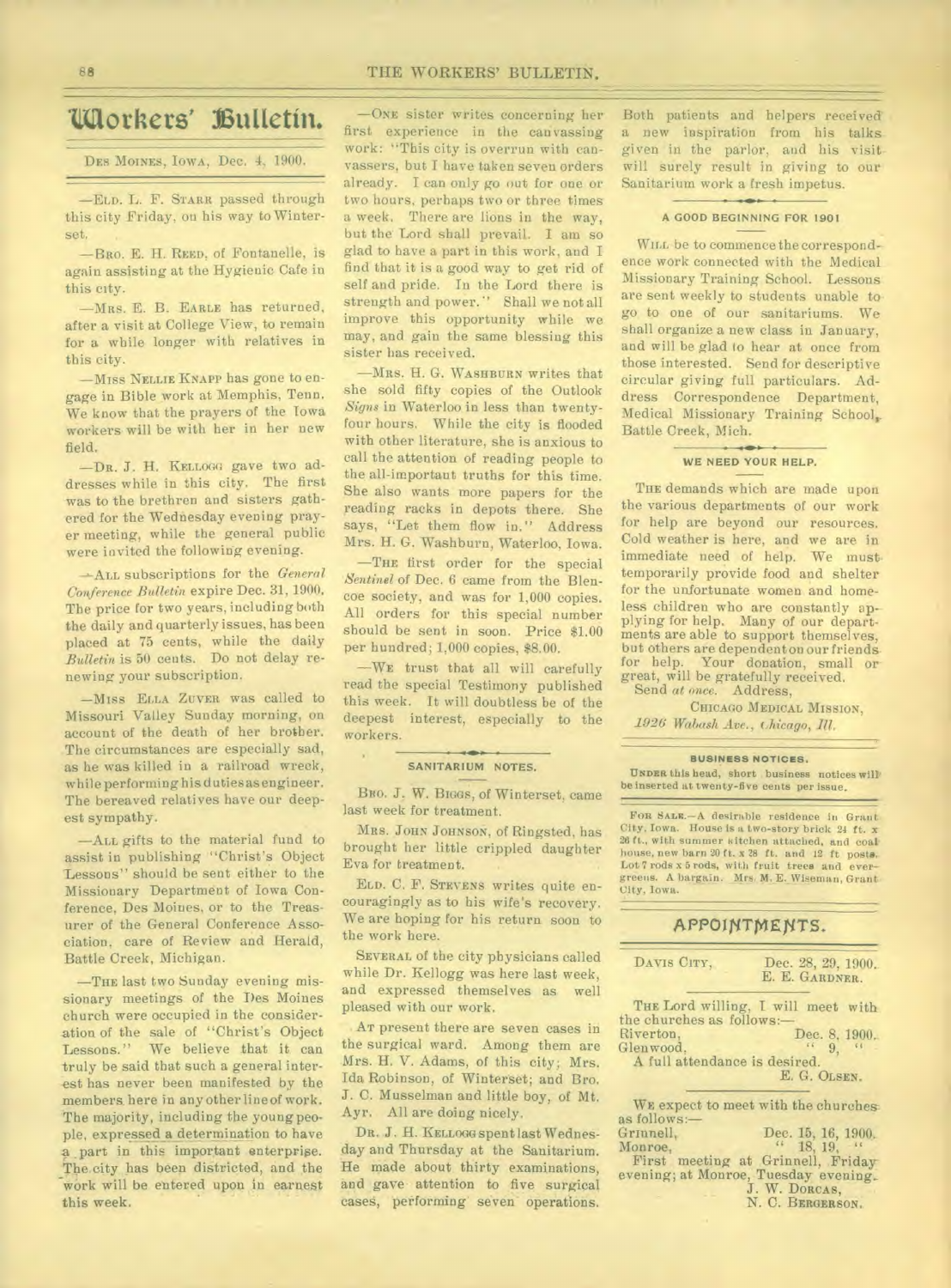# Workers' Bulletin.

DES MOINES, IOWA, Dec. 4, 1900.

—ELD. L. F. STARR passed through this city Friday, on his way to Winterset.

—BRO. E. H. REED, of Fontanelle, is again assisting at the Hygienic Cafe in this city.

—MRS. E. B. EARLE has returned, after a visit at College View, to remain for a while longer with relatives in this city.

—MISS NELLIE KNAPP has gone to engage in Bible work at Memphis, Tenn. We know that the prayers of the Iowa workers will be with her in her new field.

—DR. J. H. KELLOGG gave two addresses while in this city. The first was to the brethren and sisters gathered for the Wednesday evening prayer meeting, while the general public were invited the following evening.

—ALL subscriptions for the *General Conference Bulletin* expire Dec. 31, 1900. The price for two years, including both the daily and quarterly issues, has been placed at 75 cents, while the daily *Bulletin* is 50 cents. Do not delay renewing your subscription.

—MISS ELLA ZUVER was called to Missouri Valley Sunday morning, on account of the death of her brother. The circumstances are especially sad, as he was killed in a railroad wreck, while performing his duties as engineer. The bereaved relatives have our deepest sympathy.

—ALL gifts to the material fund to assist in publishing "Christ's Object Lessons" should be sent either to the Missionary Department of Iowa Conference, Des Moines, or to the Treasurer of the General Conference Association, care of Review and Herald, Battle Creek, Michigan.

—THE last two Sunday evening missionary meetings of the Des Moines church were occupied in the consideration of the sale of "Christ's Object Lessons." We believe that it can truly be said that such a general interest has never been manifested by the members here in any other line of work. The majority, including the young people, expressed a determination to have a part in this important enterprise. The city has been districted, and the work will be entered upon in earnest this week.

—ONE sister writes concerning her first experience in the canvassing work: "This city is overrun with canvassers, but I have taken seven orders already. I can only go out for one or two hours, perhaps two or three times a week. There are lions in the way, but the Lord shall prevail. I am so glad to have a part in this work, and I find that it is a good way to get rid of self and pride. In the Lord there is strength and power." Shall we not all improve this opportunity while we may, and gain the same blessing this sister has received.

—MRS. H. G. WASHBURN writes that she sold fifty copies of the Outlook *Signs* in Waterloo in less than twenty-four hours. While the city is flooded with other literature, she is anxious to call the attention of reading people to the all-important truths for this time. She also wants more papers for the reading racks in depots there. She says, "Let them flow in." Address Mrs. H. G. Washburn, Waterloo, Iowa.

—THE first order for the special *Sentinel* of Dec. 6 came from the Blencoe society, and was for 1,000 copies. All orders for this special number should be sent in soon. Price $1.00 per hundred; 1,000 copies, $8.00.

—WE trust that all will carefully read the special Testimony published this week. It will doubtless be of the deepest interest, especially to the workers.

## SANITARIUM NOTES.

BRO. J. W. BIGGS, of Winterset, came last week for treatment.

MRS. JOHN JOHNSON, of Ringsted, has brought her little crippled daughter Eva for treatment.

ELD. C. F. STEVENS writes quite encouragingly as to his wife's recovery. We are hoping for his return soon to the work here.

SEVERAL of the city physicians called while Dr. Kellogg was here last week, and expressed themselves as well pleased with our work.

AT present there are seven cases in the surgical ward. Among them are Mrs. H. V. Adams, of this city; Mrs. Ida Robinson, of Winterset; and Bro. J. C. Musselman and little boy, of Mt. Ayr. All are doing nicely.

DR. J. H. KELLOGG spent last Wednesday and Thursday at the Sanitarium. He made about thirty examinations, and gave attention to five surgical cases, performing seven operations. Both patients and helpers received a new inspiration from his talks given in the parlor, and his visit will surely result in giving to our Sanitarium work a fresh impetus.

## A GOOD BEGINNING FOR 1901

WILL be to commence the correspondence work connected with the Medical Missionary Training School. Lessons are sent weekly to students unable to go to one of our sanitariums. We shall organize a new class in January, and will be glad to hear at once from those interested. Send for descriptive circular giving full particulars. Address Correspondence Department, Medical Missionary Training School, Battle Creek, Mich.

## WE NEED YOUR HELP.

THE demands which are made upon the various departments of our work for help are beyond our resources. Cold weather is here, and we are in immediate need of help. We must temporarily provide food and shelter for the unfortunate women and homeless children who are constantly applying for help. Many of our departments are able to support themselves, but others are dependent on our friends for help. Your donation, small or great, will be gratefully received.

Send *at once*. Address,

CHICAGO MEDICAL MISSION,
*1926 Wabash Ave., Chicago, Ill.*

## BUSINESS NOTICES.

UNDER this head, short business notices will be inserted at twenty-five cents per issue.

FOR SALE.—A desirable residence in Grant City, Iowa. House is a two-story brick 24 ft. x 26 ft., with summer kitchen attached, and coal house, new barn 20 ft. x 28 ft. and 12 ft posts. Lot 7 rods x 5 rods, with fruit trees and evergreens. A bargain. Mrs. M. E. Wiseman, Grant City, Iowa.

## APPOINTMENTS.

DAVIS CITY, Dec. 28, 29, 1900.
E. E. GARDNER.

THE Lord willing, I will meet with the churches as follows:—

Riverton, Dec. 8, 1900.
Glenwood, " 9, "

A full attendance is desired.
E. G. OLSEN.

WE expect to meet with the churches as follows:—

Grinnell, Dec. 15, 16, 1900.
Monroe, " 18, 19, "

First meeting at Grinnell, Friday evening; at Monroe, Tuesday evening.

J. W. DORCAS,
N. C. BERGERSON.